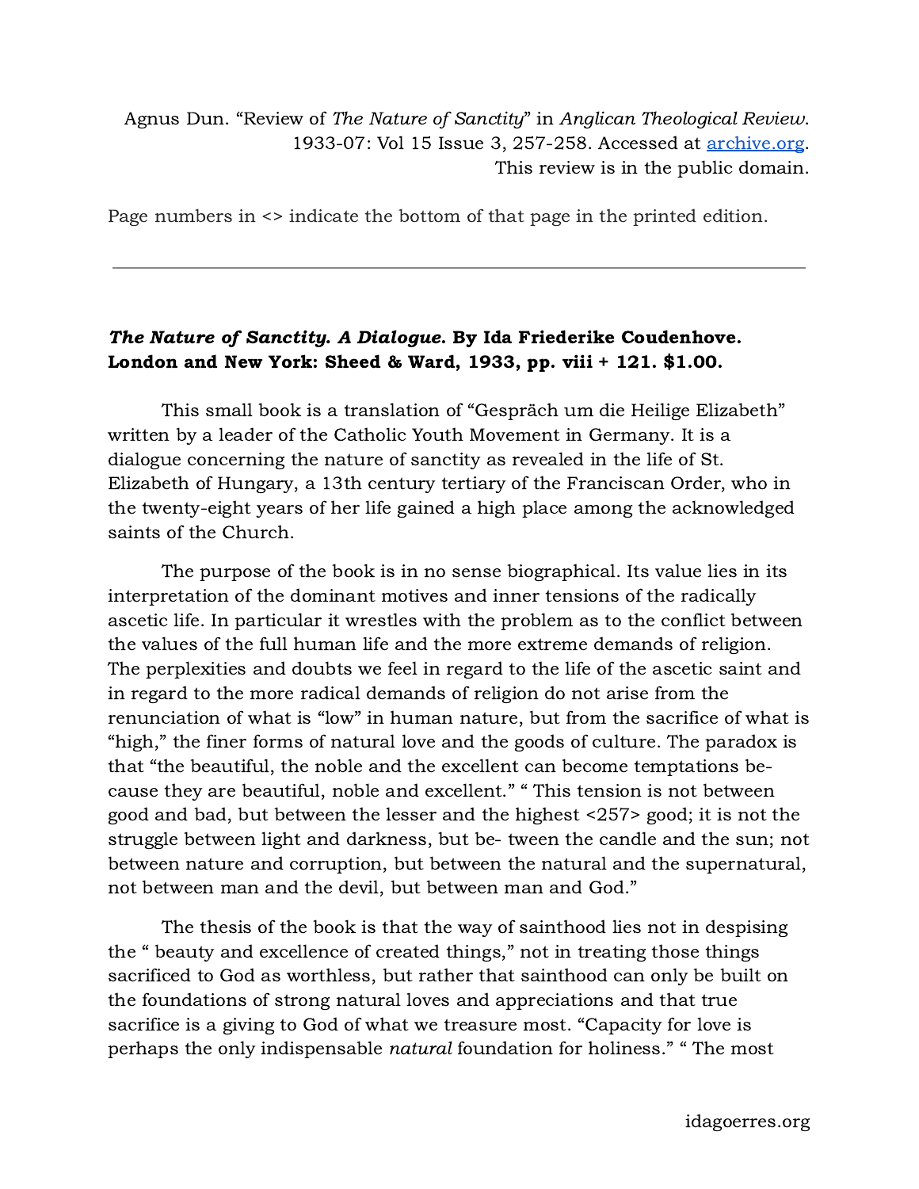Agnus Dun. "Review of *The Nature of Sanctity*" in *Anglican Theological Review*. 1933-07: Vol 15 Issue 3, 257-258. Accessed at archive.org. This review is in the public domain.

Page numbers in <> indicate the bottom of that page in the printed edition.

---

***The Nature of Sanctity. A Dialogue.* By Ida Friederike Coudenhove. London and New York: Sheed & Ward, 1933, pp. viii + 121. $1.00.**

This small book is a translation of "Gespräch um die Heilige Elizabeth" written by a leader of the Catholic Youth Movement in Germany. It is a dialogue concerning the nature of sanctity as revealed in the life of St. Elizabeth of Hungary, a 13th century tertiary of the Franciscan Order, who in the twenty-eight years of her life gained a high place among the acknowledged saints of the Church.

The purpose of the book is in no sense biographical. Its value lies in its interpretation of the dominant motives and inner tensions of the radically ascetic life. In particular it wrestles with the problem as to the conflict between the values of the full human life and the more extreme demands of religion. The perplexities and doubts we feel in regard to the life of the ascetic saint and in regard to the more radical demands of religion do not arise from the renunciation of what is "low" in human nature, but from the sacrifice of what is "high," the finer forms of natural love and the goods of culture. The paradox is that "the beautiful, the noble and the excellent can become temptations because they are beautiful, noble and excellent." " This tension is not between good and bad, but between the lesser and the highest <257> good; it is not the struggle between light and darkness, but be- tween the candle and the sun; not between nature and corruption, but between the natural and the supernatural, not between man and the devil, but between man and God."

The thesis of the book is that the way of sainthood lies not in despising the " beauty and excellence of created things," not in treating those things sacrificed to God as worthless, but rather that sainthood can only be built on the foundations of strong natural loves and appreciations and that true sacrifice is a giving to God of what we treasure most. "Capacity for love is perhaps the only indispensable *natural* foundation for holiness." " The most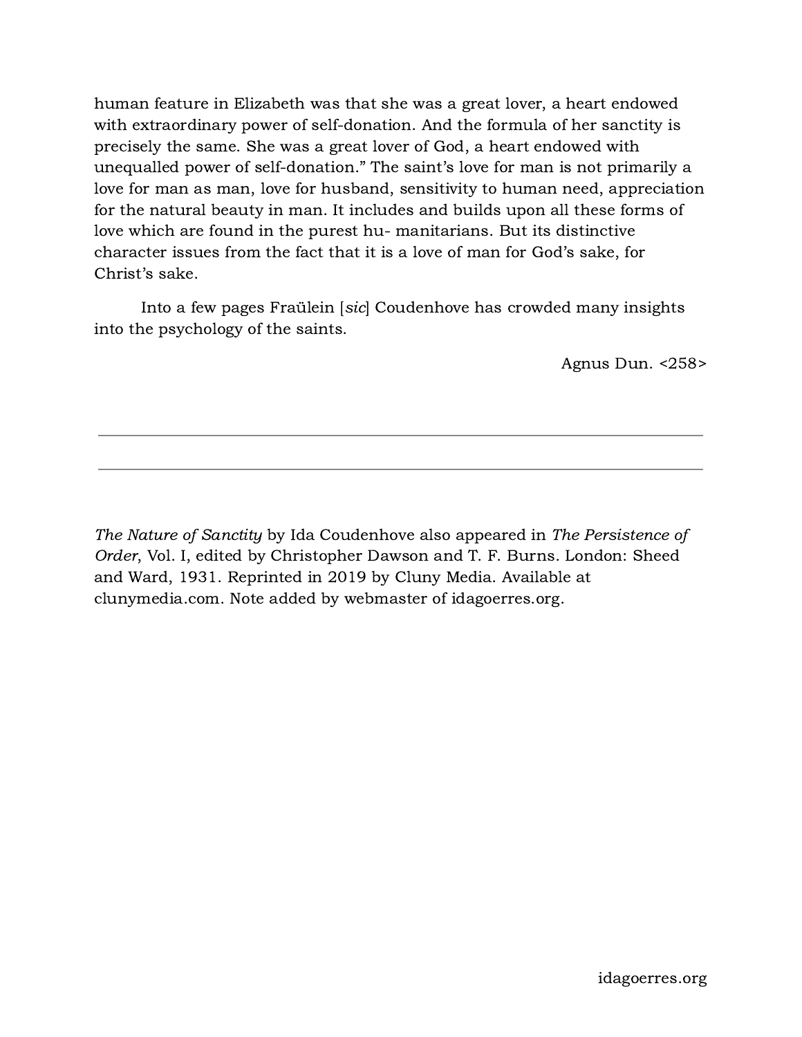human feature in Elizabeth was that she was a great lover, a heart endowed with extraordinary power of self-donation. And the formula of her sanctity is precisely the same. She was a great lover of God, a heart endowed with unequalled power of self-donation.” The saint’s love for man is not primarily a love for man as man, love for husband, sensitivity to human need, appreciation for the natural beauty in man. It includes and builds upon all these forms of love which are found in the purest hu- manitarians. But its distinctive character issues from the fact that it is a love of man for God’s sake, for Christ’s sake.

Into a few pages Fraülein [*sic*] Coudenhove has crowded many insights into the psychology of the saints.

Agnus Dun. <258>

---

---

*The Nature of Sanctity* by Ida Coudenhove also appeared in *The Persistence of Order*, Vol. I, edited by Christopher Dawson and T. F. Burns. London: Sheed and Ward, 1931. Reprinted in 2019 by Cluny Media. Available at clunymedia.com. Note added by webmaster of idagoerres.org.